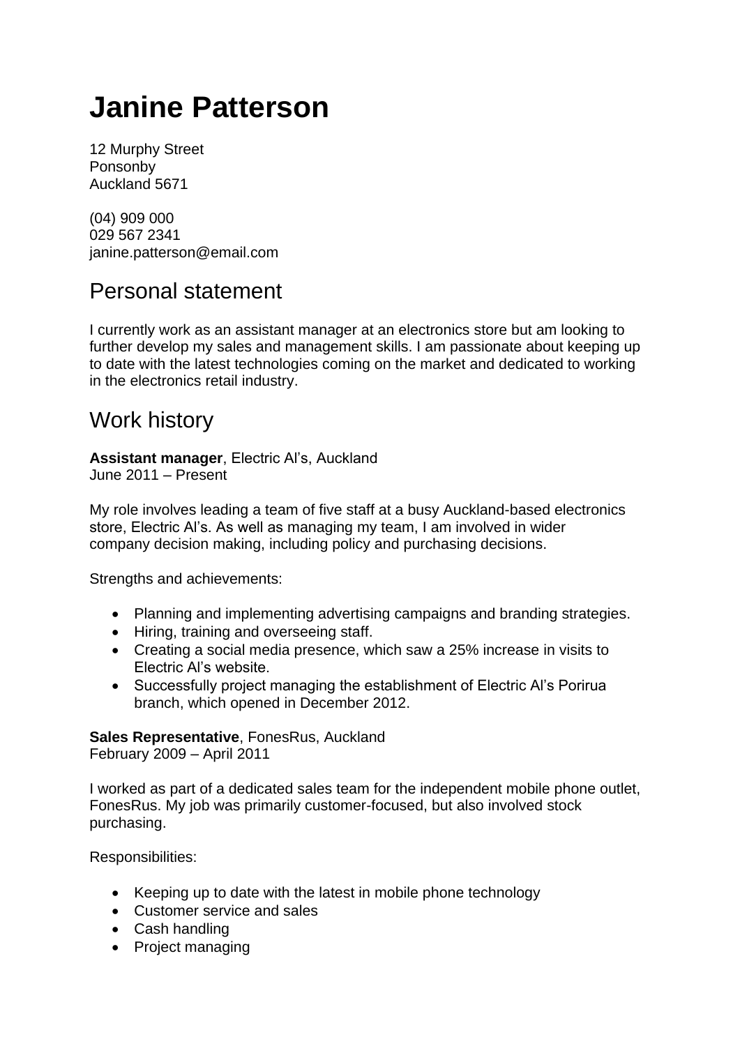# Janine Patterson

12 Murphy Street
Ponsonby
Auckland 5671

(04) 909 000
029 567 2341
janine.patterson@email.com

## Personal statement

I currently work as an assistant manager at an electronics store but am looking to further develop my sales and management skills. I am passionate about keeping up to date with the latest technologies coming on the market and dedicated to working in the electronics retail industry.

## Work history

**Assistant manager**, Electric Al's, Auckland
June 2011 – Present

My role involves leading a team of five staff at a busy Auckland-based electronics store, Electric Al's. As well as managing my team, I am involved in wider company decision making, including policy and purchasing decisions.

Strengths and achievements:

- Planning and implementing advertising campaigns and branding strategies.
- Hiring, training and overseeing staff.
- Creating a social media presence, which saw a 25% increase in visits to Electric Al's website.
- Successfully project managing the establishment of Electric Al's Porirua branch, which opened in December 2012.

**Sales Representative**, FonesRus, Auckland
February 2009 – April 2011

I worked as part of a dedicated sales team for the independent mobile phone outlet, FonesRus. My job was primarily customer-focused, but also involved stock purchasing.

Responsibilities:

- Keeping up to date with the latest in mobile phone technology
- Customer service and sales
- Cash handling
- Project managing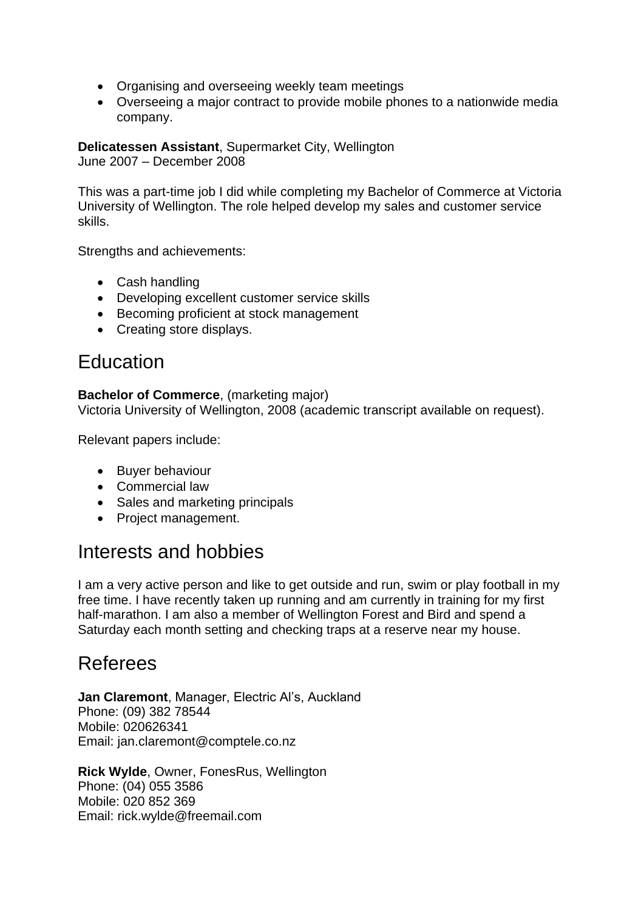- Organising and overseeing weekly team meetings
- Overseeing a major contract to provide mobile phones to a nationwide media company.

**Delicatessen Assistant**, Supermarket City, Wellington
June 2007 – December 2008

This was a part-time job I did while completing my Bachelor of Commerce at Victoria University of Wellington. The role helped develop my sales and customer service skills.

Strengths and achievements:

- Cash handling
- Developing excellent customer service skills
- Becoming proficient at stock management
- Creating store displays.

## Education

**Bachelor of Commerce**, (marketing major)
Victoria University of Wellington, 2008 (academic transcript available on request).

Relevant papers include:

- Buyer behaviour
- Commercial law
- Sales and marketing principals
- Project management.

## Interests and hobbies

I am a very active person and like to get outside and run, swim or play football in my free time. I have recently taken up running and am currently in training for my first half-marathon. I am also a member of Wellington Forest and Bird and spend a Saturday each month setting and checking traps at a reserve near my house.

## Referees

**Jan Claremont**, Manager, Electric Al's, Auckland
Phone: (09) 382 78544
Mobile: 020626341
Email: jan.claremont@comptele.co.nz

**Rick Wylde**, Owner, FonesRus, Wellington
Phone: (04) 055 3586
Mobile: 020 852 369
Email: rick.wylde@freemail.com